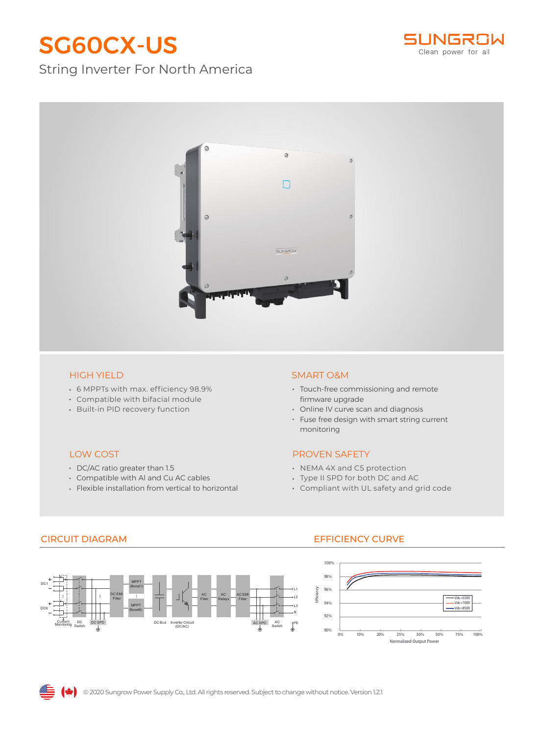# SG60CX-US

String Inverter For North America

## HIGH YIELD

- 6 MPPTs with max. efficiency 98.9%
- Compatible with bifacial module
- Built-in PID recovery function

## SMART O&M

- Touch-free commissioning and remote firmware upgrade
- Online IV curve scan and diagnosis
- Fuse free design with smart string current monitoring

## LOW COST

- DC/AC ratio greater than 1.5
- Compatible with Al and Cu AC cables
- Flexible installation from vertical to horizontal

## PROVEN SAFETY

- NEMA 4X and C5 protection
- Type II SPD for both DC and AC
- Compliant with UL safety and grid code

## CIRCUIT DIAGRAM

## EFFICIENCY CURVE

© 2020 Sungrow Power Supply Co., Ltd. All rights reserved. Subject to change without notice. Version 1.2.1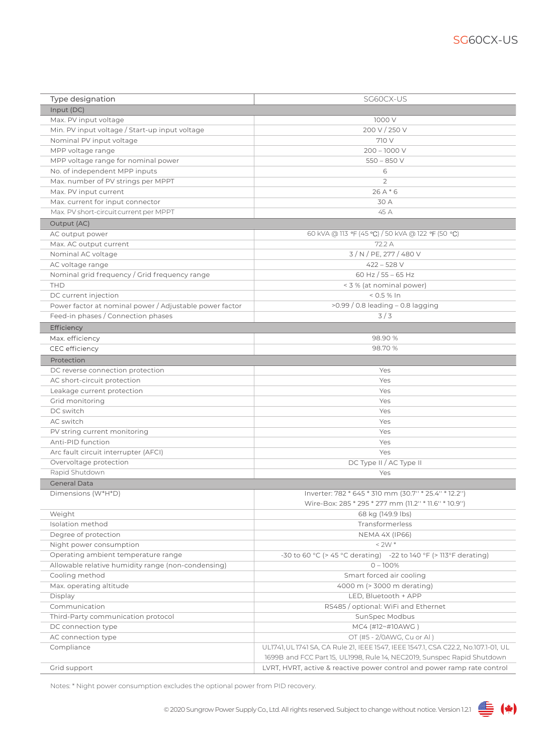# SG60CX-US

| Type designation | SG60CX-US |
|---|---|
| **Input (DC)** | |
| Max. PV input voltage | 1000 V |
| Min. PV input voltage / Start-up input voltage | 200 V / 250 V |
| Nominal PV input voltage | 710 V |
| MPP voltage range | 200 – 1000 V |
| MPP voltage range for nominal power | 550 – 850 V |
| No. of independent MPP inputs | 6 |
| Max. number of PV strings per MPPT | 2 |
| Max. PV input current | 26 A * 6 |
| Max. current for input connector | 30 A |
| Max. PV short-circuit current per MPPT | 45 A |
| **Output (AC)** | |
| AC output power | 60 kVA @ 113 ℉ (45 ℃) / 50 kVA @ 122 ℉ (50 ℃) |
| Max. AC output current | 72.2 A |
| Nominal AC voltage | 3 / N / PE, 277 / 480 V |
| AC voltage range | 422 – 528 V |
| Nominal grid frequency / Grid frequency range | 60 Hz / 55 – 65 Hz |
| THD | < 3 % (at nominal power) |
| DC current injection | < 0.5 % In |
| Power factor at nominal power / Adjustable power factor | >0.99 / 0.8 leading – 0.8 lagging |
| Feed-in phases / Connection phases | 3 / 3 |
| **Efficiency** | |
| Max. efficiency | 98.90 % |
| CEC efficiency | 98.70 % |
| **Protection** | |
| DC reverse connection protection | Yes |
| AC short-circuit protection | Yes |
| Leakage current protection | Yes |
| Grid monitoring | Yes |
| DC switch | Yes |
| AC switch | Yes |
| PV string current monitoring | Yes |
| Anti-PID function | Yes |
| Arc fault circuit interrupter (AFCI) | Yes |
| Overvoltage protection | DC Type II / AC Type II |
| Rapid Shutdown | Yes |
| **General Data** | |
| Dimensions (W*H*D) | Inverter: 782 * 645 * 310 mm (30.7'' * 25.4'' * 12.2'')<br>Wire-Box: 285 * 295 * 277 mm (11.2'' * 11.6'' * 10.9'') |
| Weight | 68 kg (149.9 lbs) |
| Isolation method | Transformerless |
| Degree of protection | NEMA 4X (IP66) |
| Night power consumption | < 2W * |
| Operating ambient temperature range | -30 to 60 °C (> 45 °C derating)   -22 to 140 °F (> 113°F derating) |
| Allowable relative humidity range (non-condensing) | 0 – 100% |
| Cooling method | Smart forced air cooling |
| Max. operating altitude | 4000 m (> 3000 m derating) |
| Display | LED, Bluetooth + APP |
| Communication | RS485 / optional: WiFi and Ethernet |
| Third-Party communication protocol | SunSpec Modbus |
| DC connection type | MC4 (#12~#10AWG ) |
| AC connection type | OT (#5 - 2/0AWG, Cu or Al ) |
| Compliance | UL1741, UL 1741 SA, CA Rule 21, IEEE 1547, IEEE 1547.1, CSA C22.2, No.107.1-01, UL 1699B and FCC Part 15, UL1998, Rule 14, NEC2019, Sunspec Rapid Shutdown |
| Grid support | LVRT, HVRT, active & reactive power control and power ramp rate control |

Notes: * Night power consumption excludes the optional power from PID recovery.

© 2020 Sungrow Power Supply Co., Ltd. All rights reserved. Subject to change without notice. Version 1.2.1